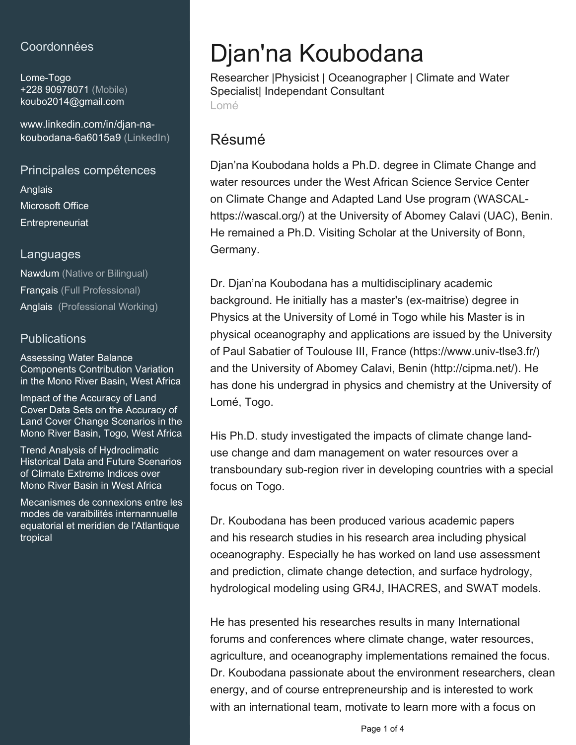# Djan'na Koubodana

Researcher |Physicist | Oceanographer | Climate and Water Specialist| Independant Consultant
Lomé

## Coordonnées

Lome-Togo
+228 90978071 (Mobile)
koubo2014@gmail.com

www.linkedin.com/in/djan-na-koubodana-6a6015a9 (LinkedIn)

## Principales compétences

Anglais
Microsoft Office
Entrepreneuriat

## Languages

Nawdum (Native or Bilingual)
Français (Full Professional)
Anglais (Professional Working)

## Publications

Assessing Water Balance Components Contribution Variation in the Mono River Basin, West Africa

Impact of the Accuracy of Land Cover Data Sets on the Accuracy of Land Cover Change Scenarios in the Mono River Basin, Togo, West Africa

Trend Analysis of Hydroclimatic Historical Data and Future Scenarios of Climate Extreme Indices over Mono River Basin in West Africa

Mecanismes de connexions entre les modes de varaibilités internannuelle equatorial et meridien de l'Atlantique tropical

## Résumé

Djan'na Koubodana holds a Ph.D. degree in Climate Change and water resources under the West African Science Service Center on Climate Change and Adapted Land Use program (WASCAL-https://wascal.org/) at the University of Abomey Calavi (UAC), Benin. He remained a Ph.D. Visiting Scholar at the University of Bonn, Germany.

Dr. Djan'na Koubodana has a multidisciplinary academic background. He initially has a master's (ex-maitrise) degree in Physics at the University of Lomé in Togo while his Master is in physical oceanography and applications are issued by the University of Paul Sabatier of Toulouse III, France (https://www.univ-tlse3.fr/) and the University of Abomey Calavi, Benin (http://cipma.net/). He has done his undergrad in physics and chemistry at the University of Lomé, Togo.

His Ph.D. study investigated the impacts of climate change land-use change and dam management on water resources over a transboundary sub-region river in developing countries with a special focus on Togo.

Dr. Koubodana has been produced various academic papers and his research studies in his research area including physical oceanography. Especially he has worked on land use assessment and prediction, climate change detection, and surface hydrology, hydrological modeling using GR4J, IHACRES, and SWAT models.

He has presented his researches results in many International forums and conferences where climate change, water resources, agriculture, and oceanography implementations remained the focus. Dr. Koubodana passionate about the environment researchers, clean energy, and of course entrepreneurship and is interested to work with an international team, motivate to learn more with a focus on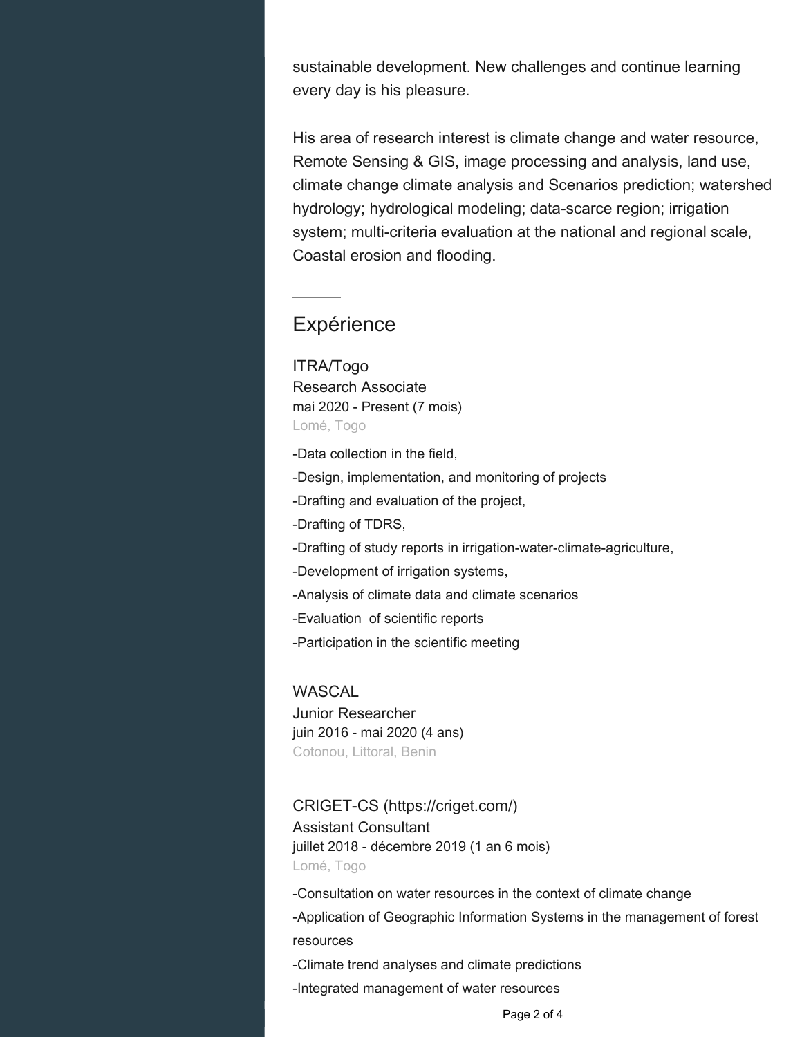sustainable development. New challenges and continue learning every day is his pleasure.

His area of research interest is climate change and water resource, Remote Sensing & GIS, image processing and analysis, land use, climate change climate analysis and Scenarios prediction; watershed hydrology; hydrological modeling; data-scarce region; irrigation system; multi-criteria evaluation at the national and regional scale, Coastal erosion and flooding.

## Expérience

### ITRA/Togo
Research Associate  
mai 2020 - Present (7 mois)  
Lomé, Togo

-Data collection in the field,  
-Design, implementation, and monitoring of projects  
-Drafting and evaluation of the project,  
-Drafting of TDRS,  
-Drafting of study reports in irrigation-water-climate-agriculture,  
-Development of irrigation systems,  
-Analysis of climate data and climate scenarios  
-Evaluation of scientific reports  
-Participation in the scientific meeting

### WASCAL
Junior Researcher  
juin 2016 - mai 2020 (4 ans)  
Cotonou, Littoral, Benin

### CRIGET-CS (https://criget.com/)
Assistant Consultant  
juillet 2018 - décembre 2019 (1 an 6 mois)  
Lomé, Togo

-Consultation on water resources in the context of climate change  
-Application of Geographic Information Systems in the management of forest resources  
-Climate trend analyses and climate predictions  
-Integrated management of water resources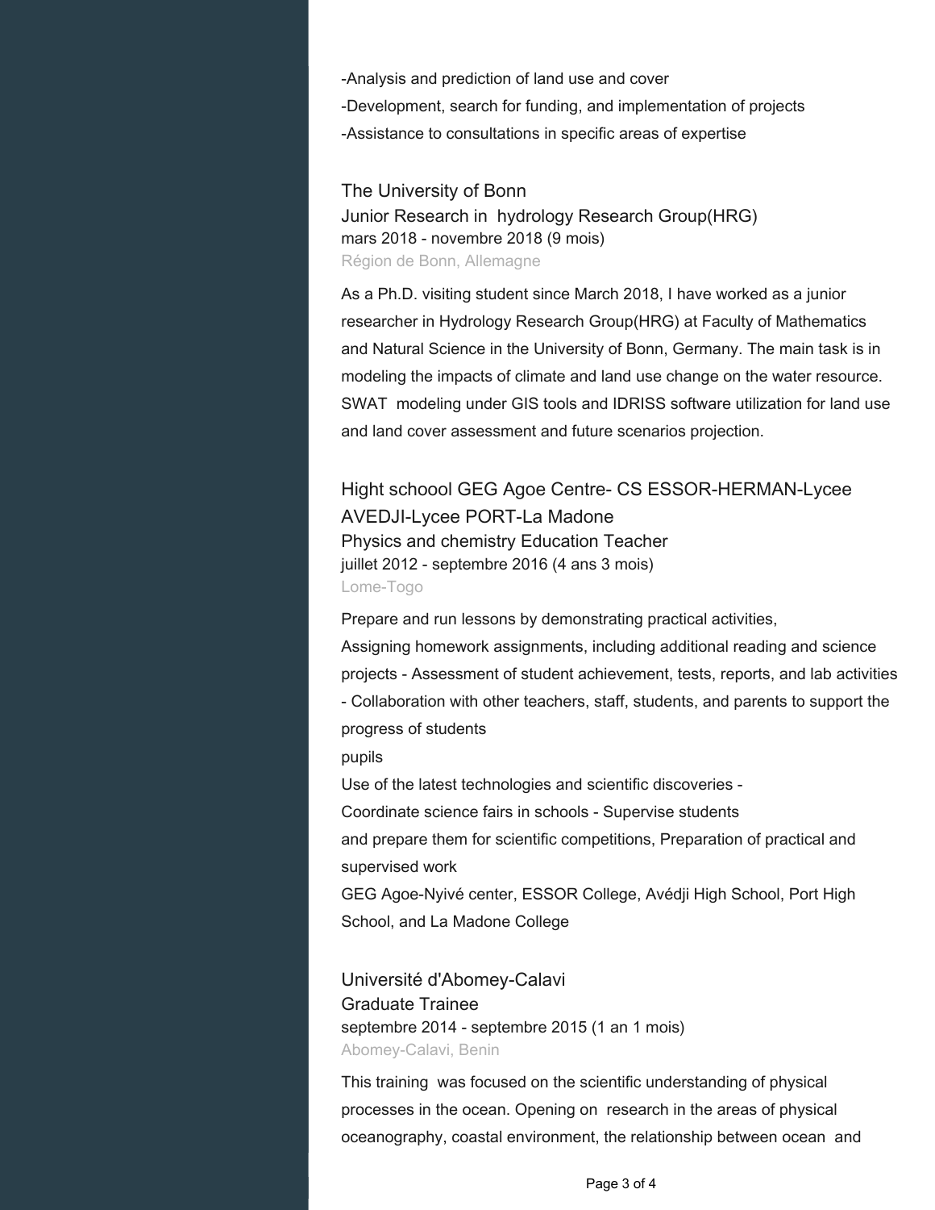-Analysis and prediction of land use and cover
-Development, search for funding, and implementation of projects
-Assistance to consultations in specific areas of expertise

### The University of Bonn

Junior Research in  hydrology Research Group(HRG)
mars 2018 - novembre 2018 (9 mois)
Région de Bonn, Allemagne

As a Ph.D. visiting student since March 2018, I have worked as a junior researcher in Hydrology Research Group(HRG) at Faculty of Mathematics and Natural Science in the University of Bonn, Germany. The main task is in modeling the impacts of climate and land use change on the water resource. SWAT  modeling under GIS tools and IDRISS software utilization for land use and land cover assessment and future scenarios projection.

### Hight schoool GEG Agoe Centre- CS ESSOR-HERMAN-Lycee AVEDJI-Lycee PORT-La Madone

Physics and chemistry Education Teacher
juillet 2012 - septembre 2016 (4 ans 3 mois)
Lome-Togo

Prepare and run lessons by demonstrating practical activities,
Assigning homework assignments, including additional reading and science projects - Assessment of student achievement, tests, reports, and lab activities - Collaboration with other teachers, staff, students, and parents to support the progress of students
pupils
Use of the latest technologies and scientific discoveries -
Coordinate science fairs in schools - Supervise students
and prepare them for scientific competitions, Preparation of practical and supervised work
GEG Agoe-Nyivé center, ESSOR College, Avédji High School, Port High School, and La Madone College

### Université d'Abomey-Calavi

Graduate Trainee
septembre 2014 - septembre 2015 (1 an 1 mois)
Abomey-Calavi, Benin

This training  was focused on the scientific understanding of physical processes in the ocean. Opening on  research in the areas of physical oceanography, coastal environment, the relationship between ocean  and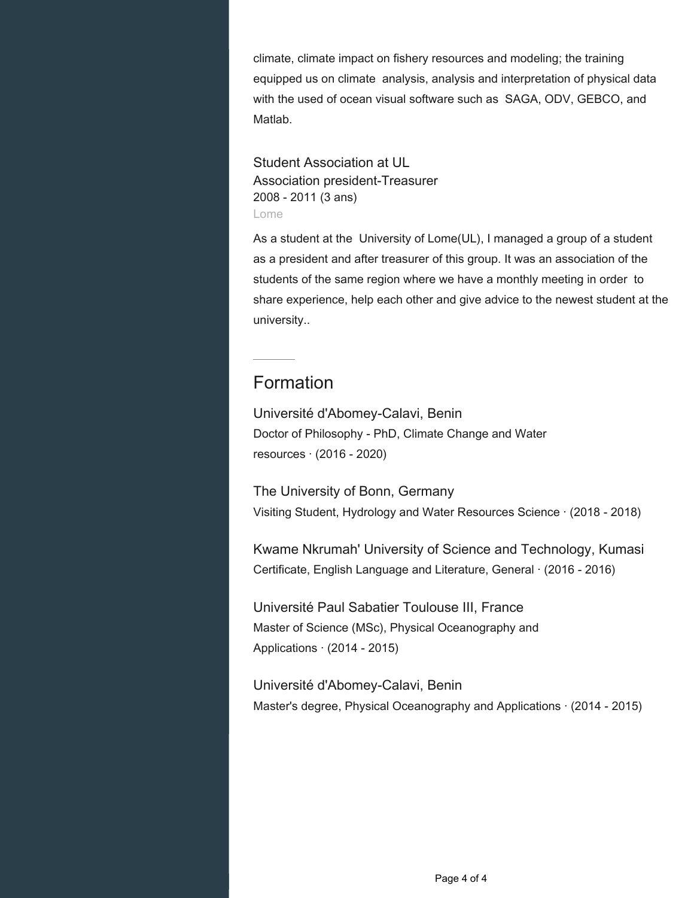climate, climate impact on fishery resources and modeling; the training equipped us on climate analysis, analysis and interpretation of physical data with the used of ocean visual software such as SAGA, ODV, GEBCO, and Matlab.

### Student Association at UL
Association president-Treasurer
2008 - 2011 (3 ans)
Lome

As a student at the University of Lome(UL), I managed a group of a student as a president and after treasurer of this group. It was an association of the students of the same region where we have a monthly meeting in order to share experience, help each other and give advice to the newest student at the university..

## Formation

### Université d'Abomey-Calavi, Benin
Doctor of Philosophy - PhD, Climate Change and Water resources · (2016 - 2020)

### The University of Bonn, Germany
Visiting Student, Hydrology and Water Resources Science · (2018 - 2018)

### Kwame Nkrumah' University of Science and Technology, Kumasi
Certificate, English Language and Literature, General · (2016 - 2016)

### Université Paul Sabatier Toulouse III, France
Master of Science (MSc), Physical Oceanography and Applications · (2014 - 2015)

### Université d'Abomey-Calavi, Benin
Master's degree, Physical Oceanography and Applications · (2014 - 2015)